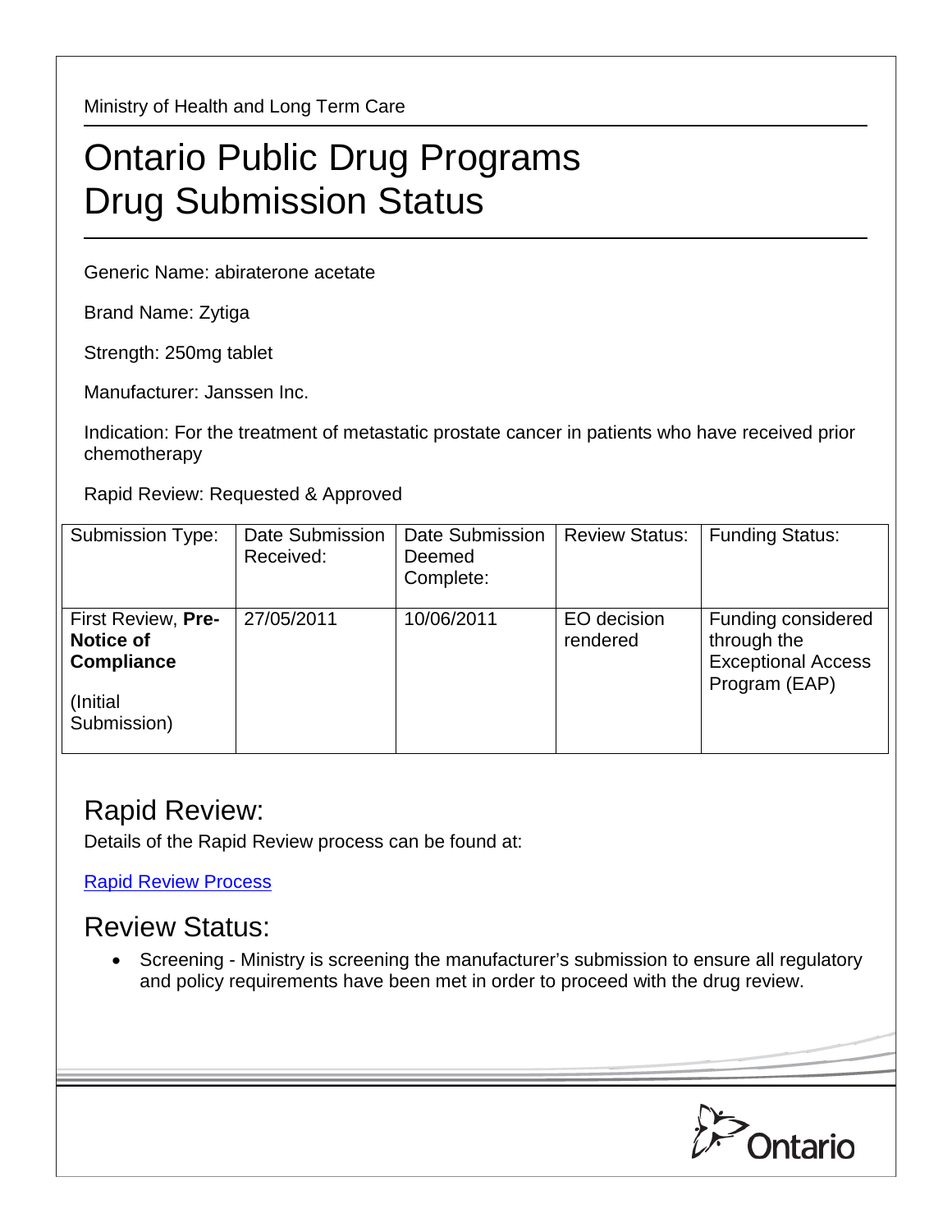Ministry of Health and Long Term Care

# Ontario Public Drug Programs
# Drug Submission Status

Generic Name: abiraterone acetate

Brand Name: Zytiga

Strength: 250mg tablet

Manufacturer: Janssen Inc.

Indication: For the treatment of metastatic prostate cancer in patients who have received prior chemotherapy

Rapid Review: Requested & Approved

| Submission Type: | Date Submission Received: | Date Submission Deemed Complete: | Review Status: | Funding Status: |
|---|---|---|---|---|
| First Review, **Pre-Notice of Compliance** (Initial Submission) | 27/05/2011 | 10/06/2011 | EO decision rendered | Funding considered through the Exceptional Access Program (EAP) |

## Rapid Review:

Details of the Rapid Review process can be found at:

Rapid Review Process

## Review Status:

- Screening - Ministry is screening the manufacturer's submission to ensure all regulatory and policy requirements have been met in order to proceed with the drug review.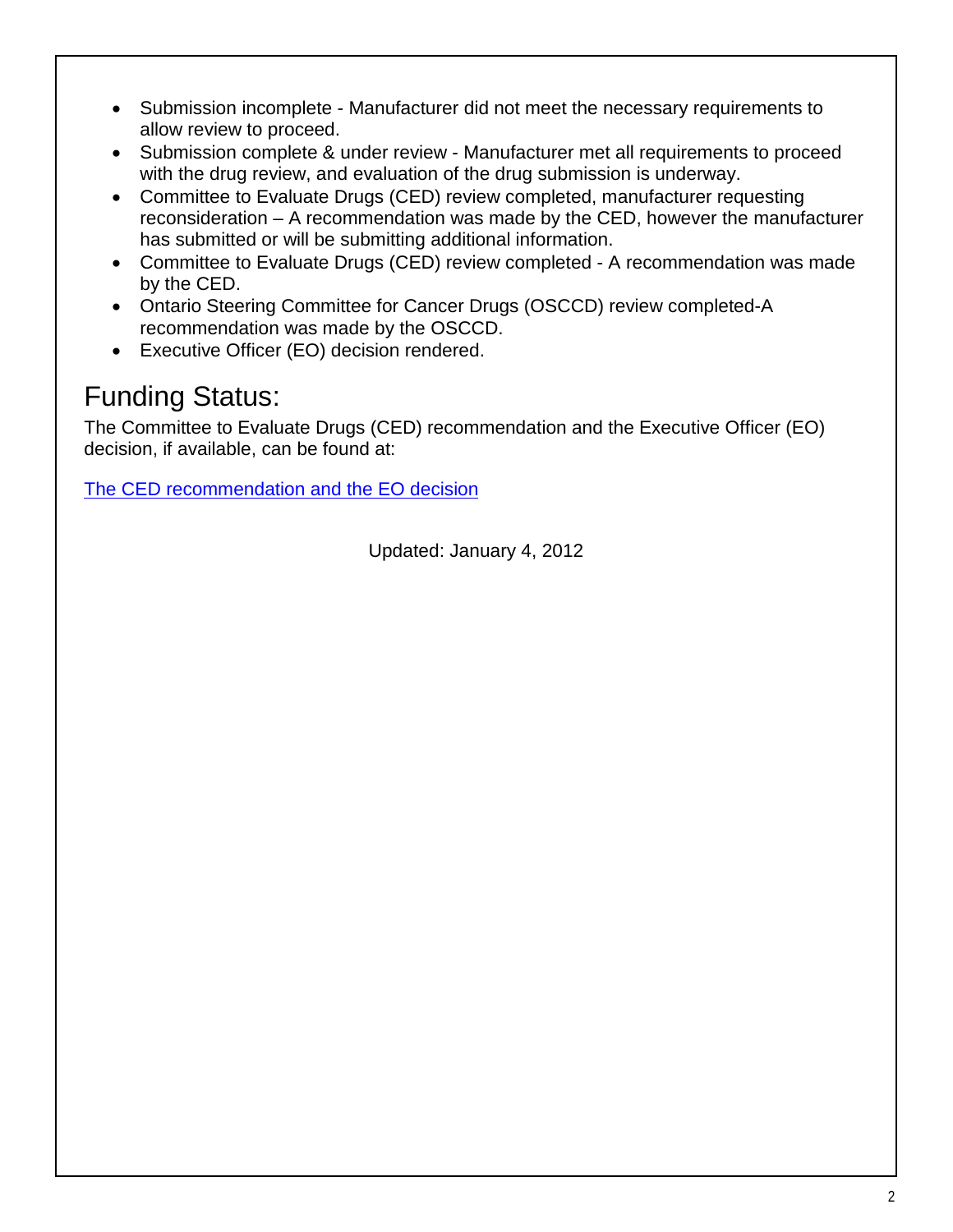- Submission incomplete - Manufacturer did not meet the necessary requirements to allow review to proceed.
- Submission complete & under review - Manufacturer met all requirements to proceed with the drug review, and evaluation of the drug submission is underway.
- Committee to Evaluate Drugs (CED) review completed, manufacturer requesting reconsideration – A recommendation was made by the CED, however the manufacturer has submitted or will be submitting additional information.
- Committee to Evaluate Drugs (CED) review completed - A recommendation was made by the CED.
- Ontario Steering Committee for Cancer Drugs (OSCCD) review completed-A recommendation was made by the OSCCD.
- Executive Officer (EO) decision rendered.

## Funding Status:

The Committee to Evaluate Drugs (CED) recommendation and the Executive Officer (EO) decision, if available, can be found at:

The CED recommendation and the EO decision

Updated: January 4, 2012